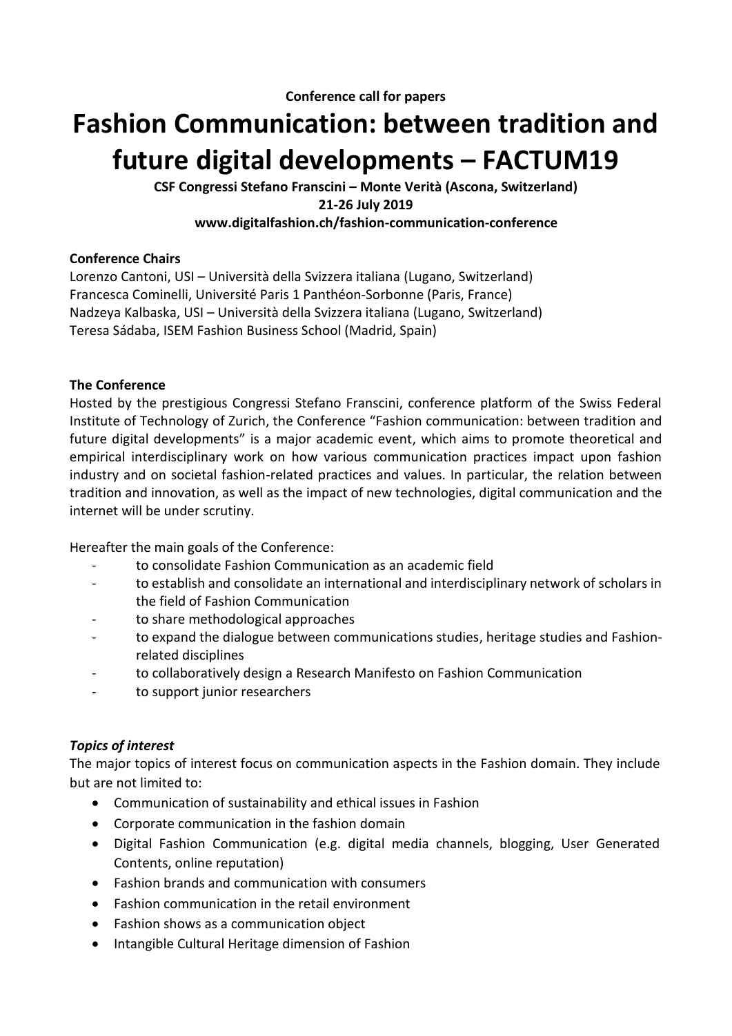**Conference call for papers**

# Fashion Communication: between tradition and future digital developments – FACTUM19

**CSF Congressi Stefano Franscini – Monte Verità (Ascona, Switzerland)**
**21-26 July 2019**
**www.digitalfashion.ch/fashion-communication-conference**

**Conference Chairs**

Lorenzo Cantoni, USI – Università della Svizzera italiana (Lugano, Switzerland)
Francesca Cominelli, Université Paris 1 Panthéon-Sorbonne (Paris, France)
Nadzeya Kalbaska, USI – Università della Svizzera italiana (Lugano, Switzerland)
Teresa Sádaba, ISEM Fashion Business School (Madrid, Spain)

**The Conference**

Hosted by the prestigious Congressi Stefano Franscini, conference platform of the Swiss Federal Institute of Technology of Zurich, the Conference "Fashion communication: between tradition and future digital developments" is a major academic event, which aims to promote theoretical and empirical interdisciplinary work on how various communication practices impact upon fashion industry and on societal fashion-related practices and values. In particular, the relation between tradition and innovation, as well as the impact of new technologies, digital communication and the internet will be under scrutiny.

Hereafter the main goals of the Conference:

- to consolidate Fashion Communication as an academic field
- to establish and consolidate an international and interdisciplinary network of scholars in the field of Fashion Communication
- to share methodological approaches
- to expand the dialogue between communications studies, heritage studies and Fashion-related disciplines
- to collaboratively design a Research Manifesto on Fashion Communication
- to support junior researchers

***Topics of interest***

The major topics of interest focus on communication aspects in the Fashion domain. They include but are not limited to:

- Communication of sustainability and ethical issues in Fashion
- Corporate communication in the fashion domain
- Digital Fashion Communication (e.g. digital media channels, blogging, User Generated Contents, online reputation)
- Fashion brands and communication with consumers
- Fashion communication in the retail environment
- Fashion shows as a communication object
- Intangible Cultural Heritage dimension of Fashion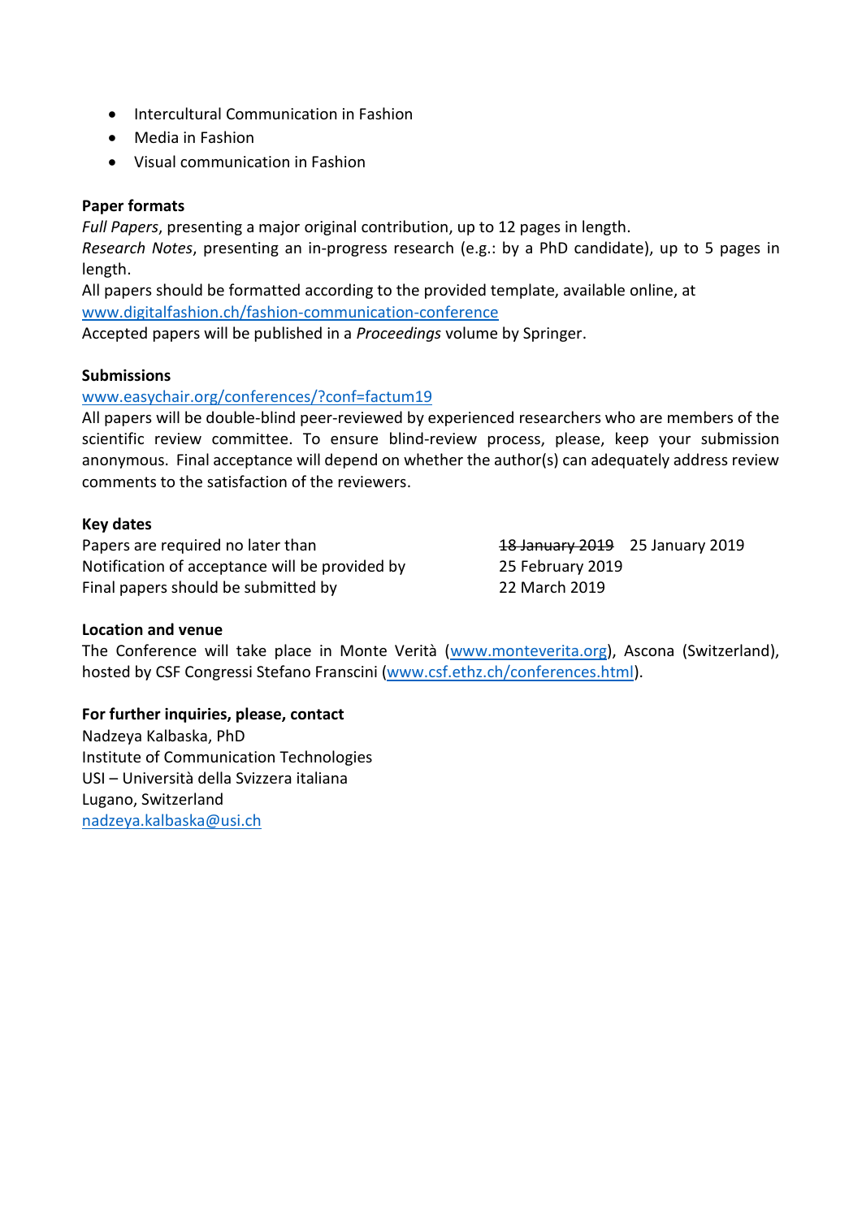- Intercultural Communication in Fashion
- Media in Fashion
- Visual communication in Fashion

**Paper formats**

*Full Papers*, presenting a major original contribution, up to 12 pages in length.

*Research Notes*, presenting an in-progress research (e.g.: by a PhD candidate), up to 5 pages in length.

All papers should be formatted according to the provided template, available online, at [www.digitalfashion.ch/fashion-communication-conference](www.digitalfashion.ch/fashion-communication-conference)

Accepted papers will be published in a *Proceedings* volume by Springer.

**Submissions**

[www.easychair.org/conferences/?conf=factum19](www.easychair.org/conferences/?conf=factum19)

All papers will be double-blind peer-reviewed by experienced researchers who are members of the scientific review committee. To ensure blind-review process, please, keep your submission anonymous. Final acceptance will depend on whether the author(s) can adequately address review comments to the satisfaction of the reviewers.

**Key dates**

| | |
|---|---|
| Papers are required no later than | ~~18 January 2019~~ 25 January 2019 |
| Notification of acceptance will be provided by | 25 February 2019 |
| Final papers should be submitted by | 22 March 2019 |

**Location and venue**

The Conference will take place in Monte Verità ([www.monteverita.org](www.monteverita.org)), Ascona (Switzerland), hosted by CSF Congressi Stefano Franscini ([www.csf.ethz.ch/conferences.html](www.csf.ethz.ch/conferences.html)).

**For further inquiries, please, contact**

Nadzeya Kalbaska, PhD
Institute of Communication Technologies
USI – Università della Svizzera italiana
Lugano, Switzerland
[nadzeya.kalbaska@usi.ch](mailto:nadzeya.kalbaska@usi.ch)